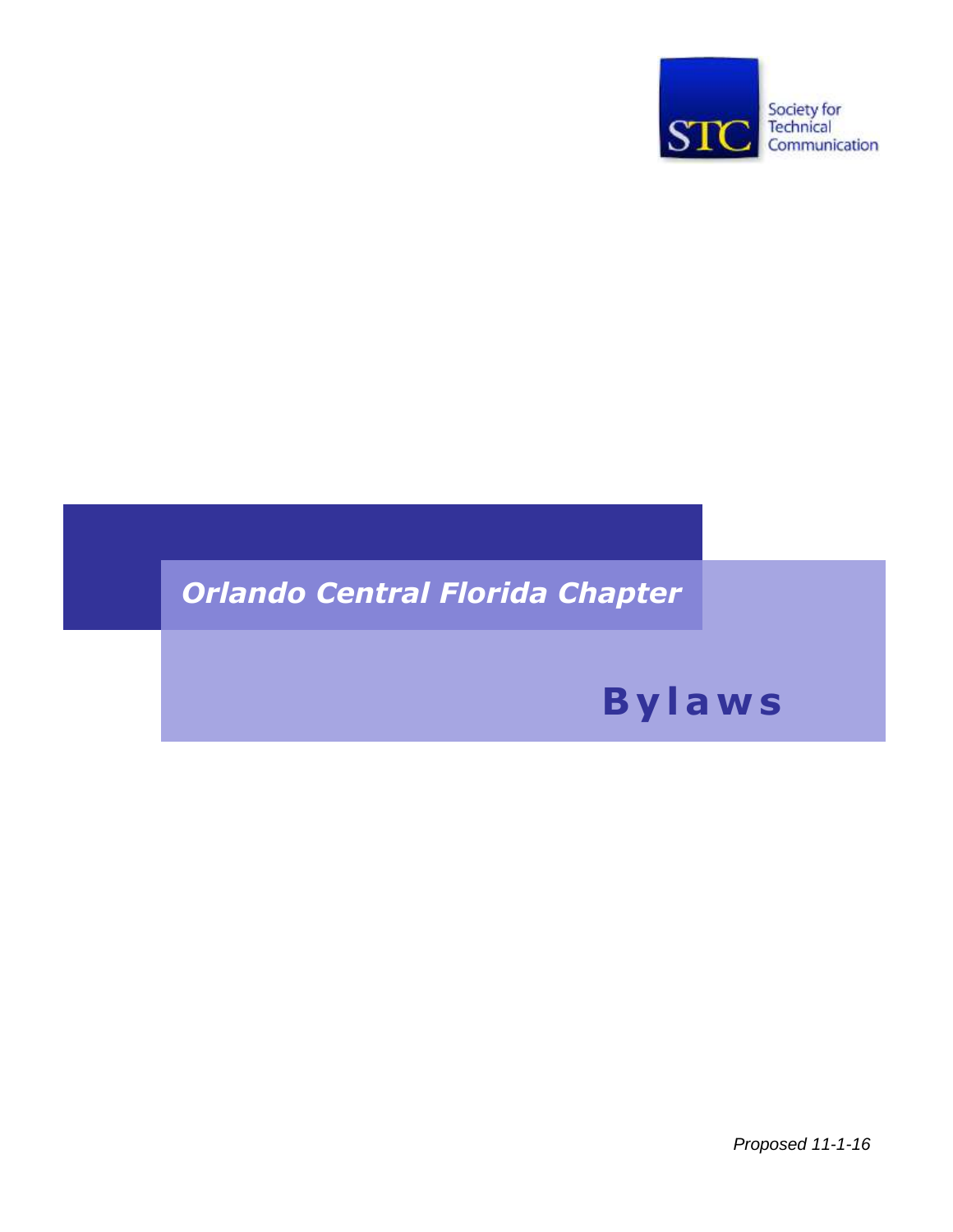Society for Technical Communication

*Orlando Central Florida Chapter*

# Bylaws

*Proposed 11-1-16*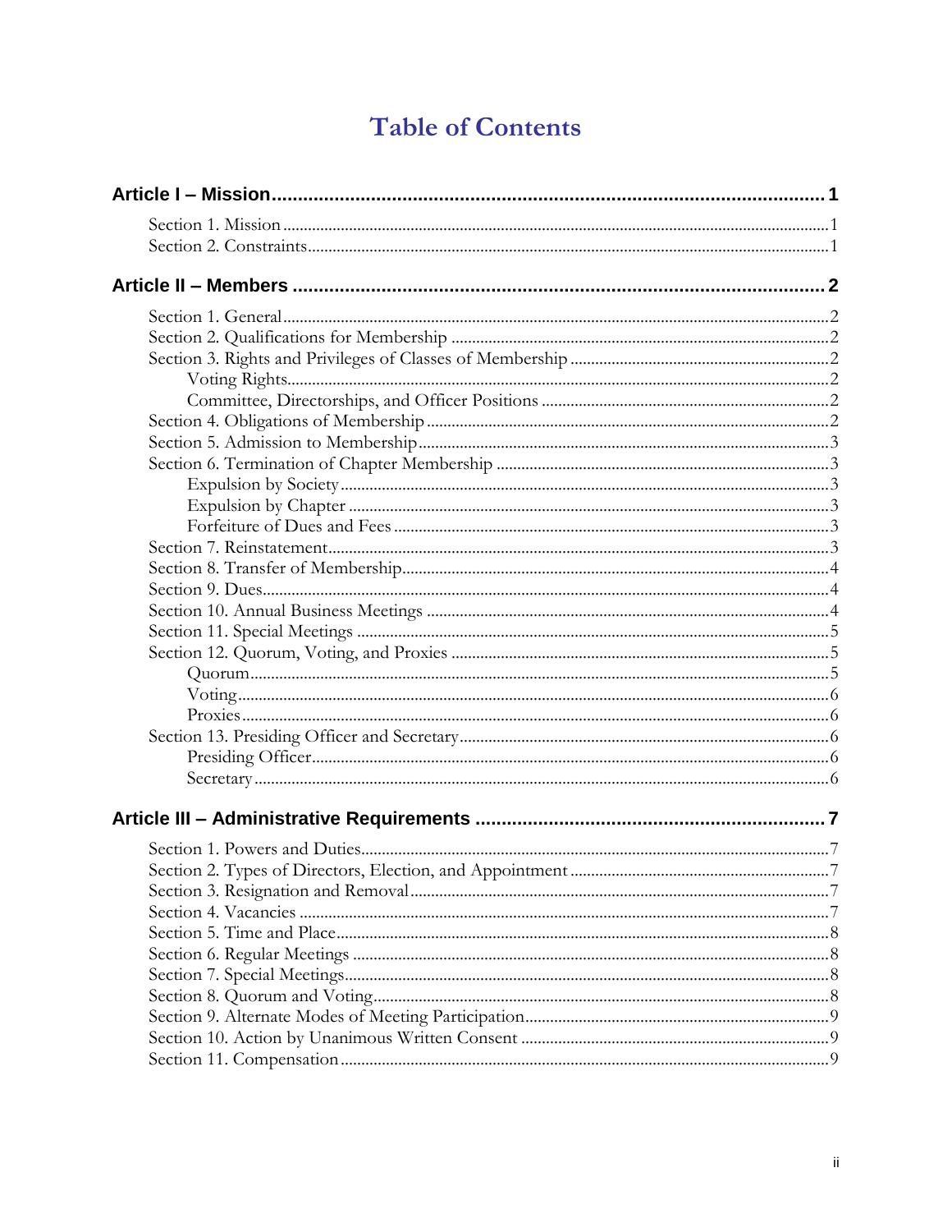# Table of Contents

**Article I – Mission** ........ 1

- Section 1. Mission ........ 1
- Section 2. Constraints ........ 1

**Article II – Members** ........ 2

- Section 1. General ........ 2
- Section 2. Qualifications for Membership ........ 2
- Section 3. Rights and Privileges of Classes of Membership ........ 2
  - Voting Rights ........ 2
  - Committee, Directorships, and Officer Positions ........ 2
- Section 4. Obligations of Membership ........ 2
- Section 5. Admission to Membership ........ 3
- Section 6. Termination of Chapter Membership ........ 3
  - Expulsion by Society ........ 3
  - Expulsion by Chapter ........ 3
  - Forfeiture of Dues and Fees ........ 3
- Section 7. Reinstatement ........ 3
- Section 8. Transfer of Membership ........ 4
- Section 9. Dues ........ 4
- Section 10. Annual Business Meetings ........ 4
- Section 11. Special Meetings ........ 5
- Section 12. Quorum, Voting, and Proxies ........ 5
  - Quorum ........ 5
  - Voting ........ 6
  - Proxies ........ 6
- Section 13. Presiding Officer and Secretary ........ 6
  - Presiding Officer ........ 6
  - Secretary ........ 6

**Article III – Administrative Requirements** ........ 7

- Section 1. Powers and Duties ........ 7
- Section 2. Types of Directors, Election, and Appointment ........ 7
- Section 3. Resignation and Removal ........ 7
- Section 4. Vacancies ........ 7
- Section 5. Time and Place ........ 8
- Section 6. Regular Meetings ........ 8
- Section 7. Special Meetings ........ 8
- Section 8. Quorum and Voting ........ 8
- Section 9. Alternate Modes of Meeting Participation ........ 9
- Section 10. Action by Unanimous Written Consent ........ 9
- Section 11. Compensation ........ 9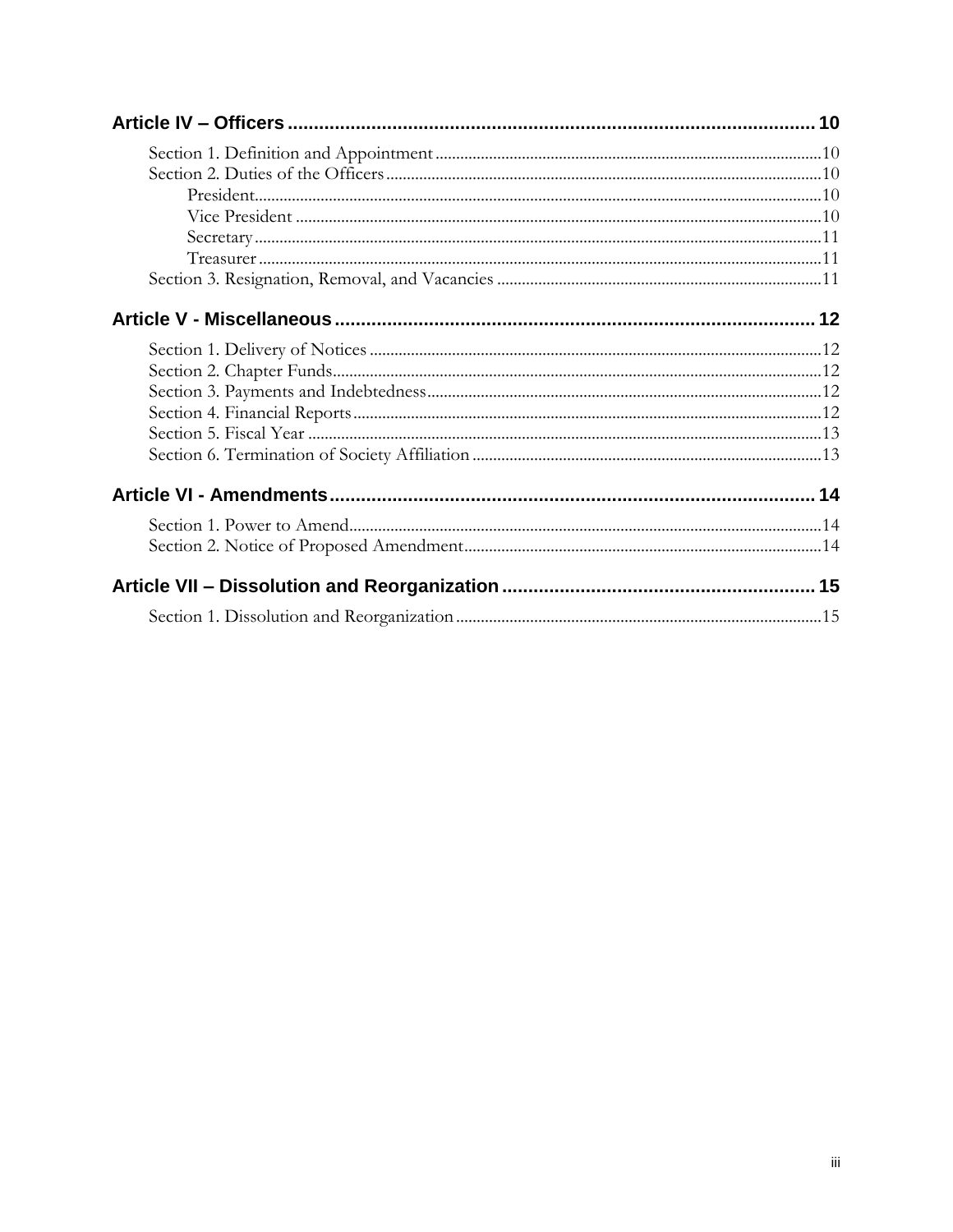**Article IV – Officers** .......... 10

Section 1. Definition and Appointment .......... 10
Section 2. Duties of the Officers .......... 10
President .......... 10
Vice President .......... 10
Secretary .......... 11
Treasurer .......... 11
Section 3. Resignation, Removal, and Vacancies .......... 11

**Article V - Miscellaneous** .......... 12

Section 1. Delivery of Notices .......... 12
Section 2. Chapter Funds .......... 12
Section 3. Payments and Indebtedness .......... 12
Section 4. Financial Reports .......... 12
Section 5. Fiscal Year .......... 13
Section 6. Termination of Society Affiliation .......... 13

**Article VI - Amendments** .......... 14

Section 1. Power to Amend .......... 14
Section 2. Notice of Proposed Amendment .......... 14

**Article VII – Dissolution and Reorganization** .......... 15

Section 1. Dissolution and Reorganization .......... 15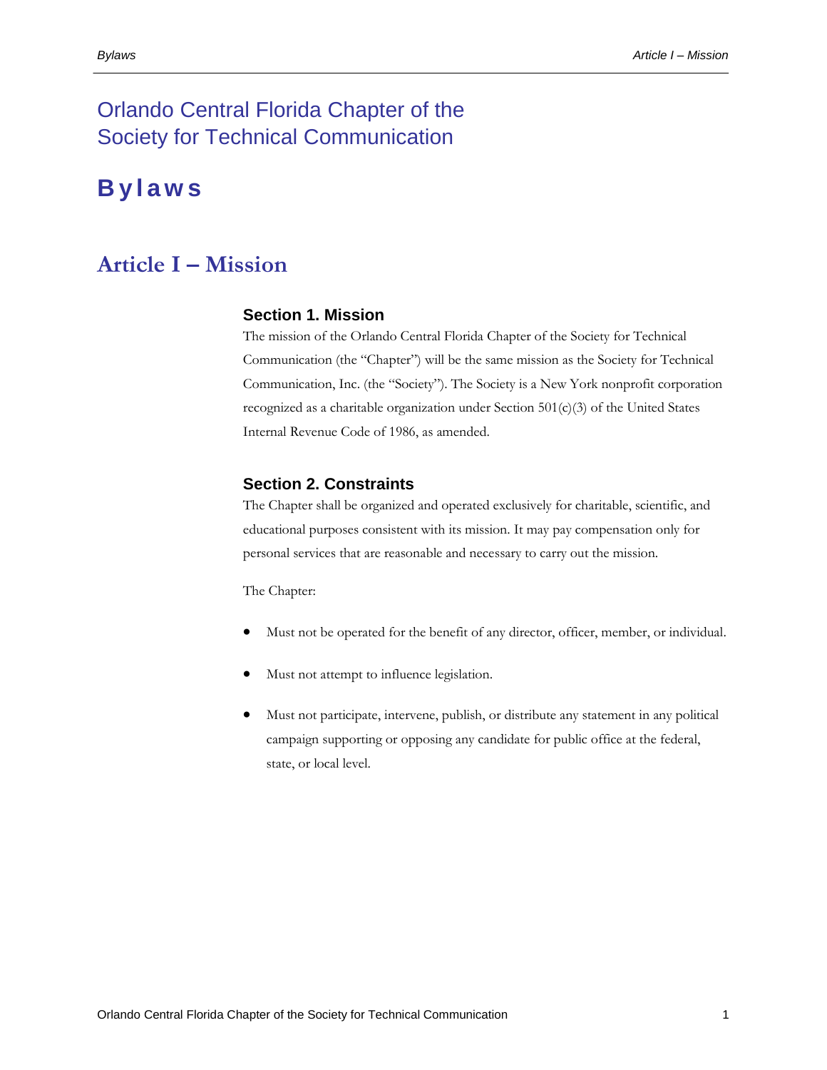# Orlando Central Florida Chapter of the Society for Technical Communication

# Bylaws

## Article I – Mission

### Section 1. Mission

The mission of the Orlando Central Florida Chapter of the Society for Technical Communication (the "Chapter") will be the same mission as the Society for Technical Communication, Inc. (the "Society"). The Society is a New York nonprofit corporation recognized as a charitable organization under Section 501(c)(3) of the United States Internal Revenue Code of 1986, as amended.

### Section 2. Constraints

The Chapter shall be organized and operated exclusively for charitable, scientific, and educational purposes consistent with its mission. It may pay compensation only for personal services that are reasonable and necessary to carry out the mission.

The Chapter:

- Must not be operated for the benefit of any director, officer, member, or individual.
- Must not attempt to influence legislation.
- Must not participate, intervene, publish, or distribute any statement in any political campaign supporting or opposing any candidate for public office at the federal, state, or local level.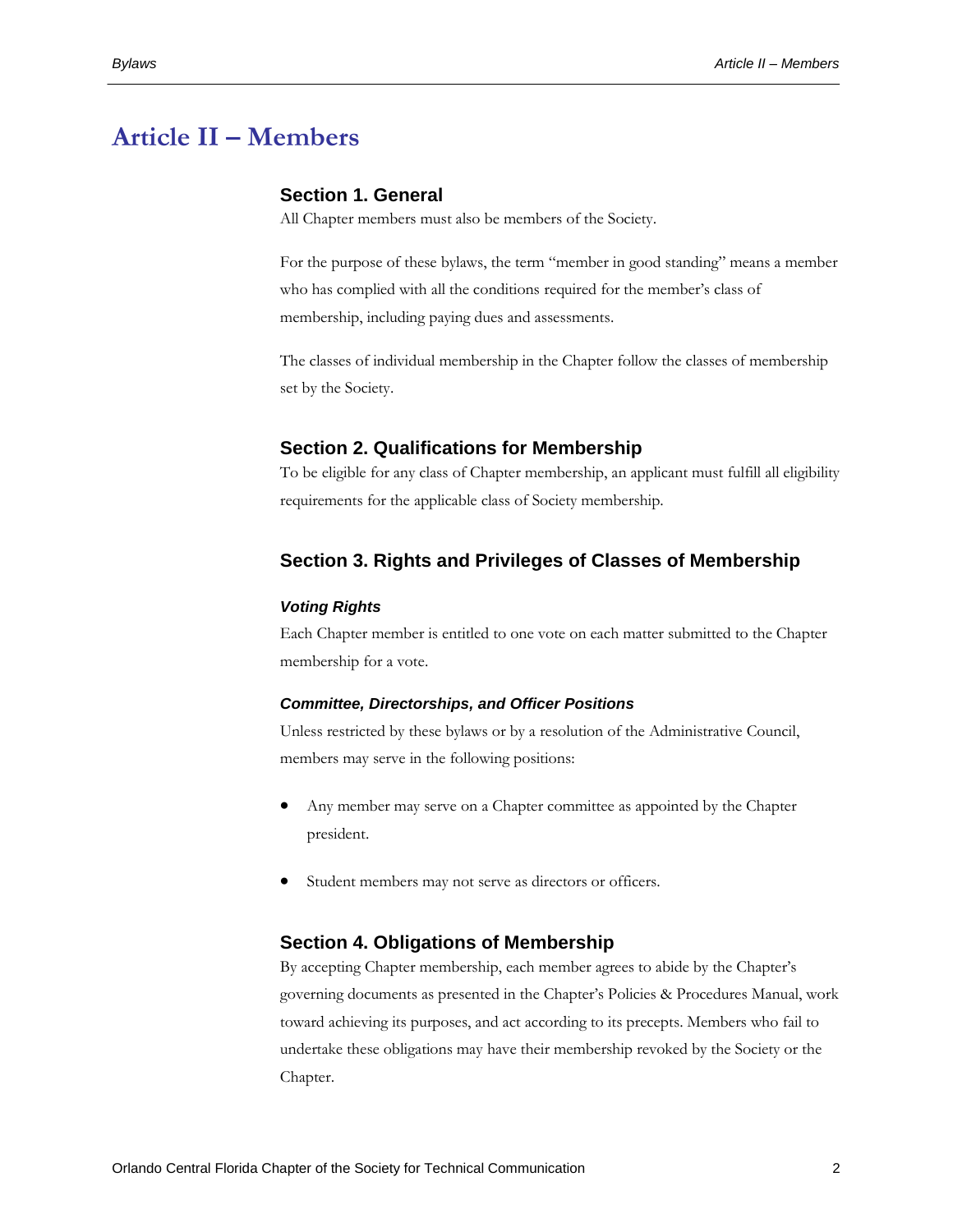# Article II – Members

## Section 1. General

All Chapter members must also be members of the Society.

For the purpose of these bylaws, the term "member in good standing" means a member who has complied with all the conditions required for the member's class of membership, including paying dues and assessments.

The classes of individual membership in the Chapter follow the classes of membership set by the Society.

## Section 2. Qualifications for Membership

To be eligible for any class of Chapter membership, an applicant must fulfill all eligibility requirements for the applicable class of Society membership.

## Section 3. Rights and Privileges of Classes of Membership

### *Voting Rights*

Each Chapter member is entitled to one vote on each matter submitted to the Chapter membership for a vote.

### *Committee, Directorships, and Officer Positions*

Unless restricted by these bylaws or by a resolution of the Administrative Council, members may serve in the following positions:

- Any member may serve on a Chapter committee as appointed by the Chapter president.
- Student members may not serve as directors or officers.

## Section 4. Obligations of Membership

By accepting Chapter membership, each member agrees to abide by the Chapter's governing documents as presented in the Chapter's Policies & Procedures Manual, work toward achieving its purposes, and act according to its precepts. Members who fail to undertake these obligations may have their membership revoked by the Society or the Chapter.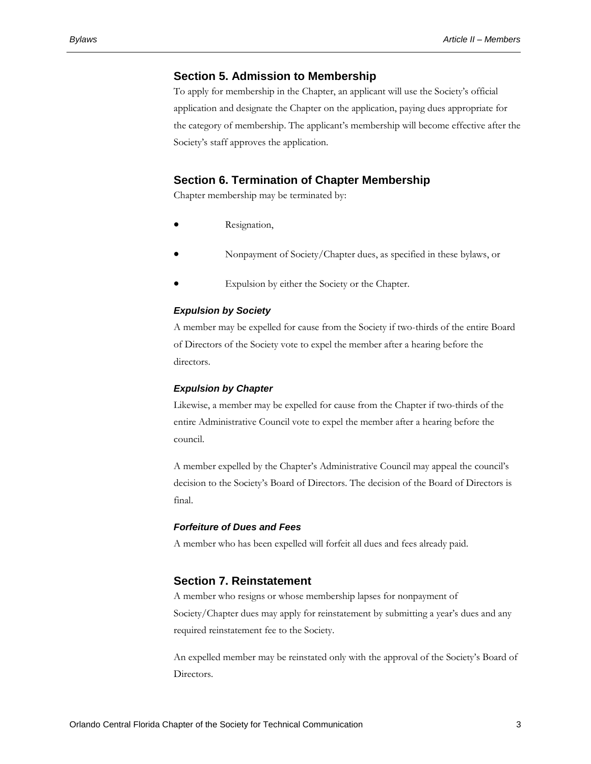## Section 5. Admission to Membership

To apply for membership in the Chapter, an applicant will use the Society's official application and designate the Chapter on the application, paying dues appropriate for the category of membership. The applicant's membership will become effective after the Society's staff approves the application.

## Section 6. Termination of Chapter Membership

Chapter membership may be terminated by:

- Resignation,
- Nonpayment of Society/Chapter dues, as specified in these bylaws, or
- Expulsion by either the Society or the Chapter.

### *Expulsion by Society*

A member may be expelled for cause from the Society if two-thirds of the entire Board of Directors of the Society vote to expel the member after a hearing before the directors.

### *Expulsion by Chapter*

Likewise, a member may be expelled for cause from the Chapter if two-thirds of the entire Administrative Council vote to expel the member after a hearing before the council.

A member expelled by the Chapter's Administrative Council may appeal the council's decision to the Society's Board of Directors. The decision of the Board of Directors is final.

### *Forfeiture of Dues and Fees*

A member who has been expelled will forfeit all dues and fees already paid.

## Section 7. Reinstatement

A member who resigns or whose membership lapses for nonpayment of Society/Chapter dues may apply for reinstatement by submitting a year's dues and any required reinstatement fee to the Society.

An expelled member may be reinstated only with the approval of the Society's Board of Directors.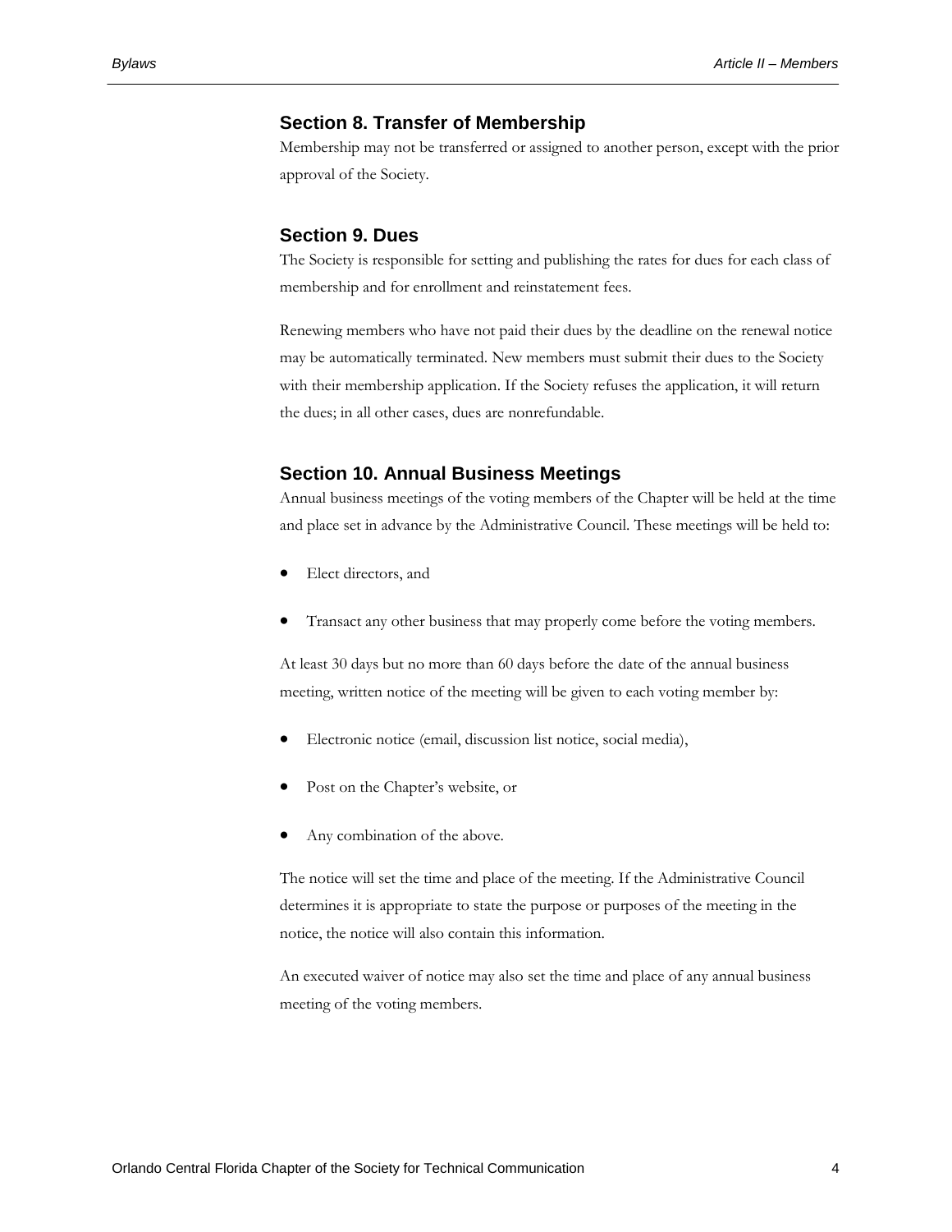## Section 8. Transfer of Membership

Membership may not be transferred or assigned to another person, except with the prior approval of the Society.

## Section 9. Dues

The Society is responsible for setting and publishing the rates for dues for each class of membership and for enrollment and reinstatement fees.

Renewing members who have not paid their dues by the deadline on the renewal notice may be automatically terminated. New members must submit their dues to the Society with their membership application. If the Society refuses the application, it will return the dues; in all other cases, dues are nonrefundable.

## Section 10. Annual Business Meetings

Annual business meetings of the voting members of the Chapter will be held at the time and place set in advance by the Administrative Council. These meetings will be held to:

- Elect directors, and
- Transact any other business that may properly come before the voting members.

At least 30 days but no more than 60 days before the date of the annual business meeting, written notice of the meeting will be given to each voting member by:

- Electronic notice (email, discussion list notice, social media),
- Post on the Chapter's website, or
- Any combination of the above.

The notice will set the time and place of the meeting. If the Administrative Council determines it is appropriate to state the purpose or purposes of the meeting in the notice, the notice will also contain this information.

An executed waiver of notice may also set the time and place of any annual business meeting of the voting members.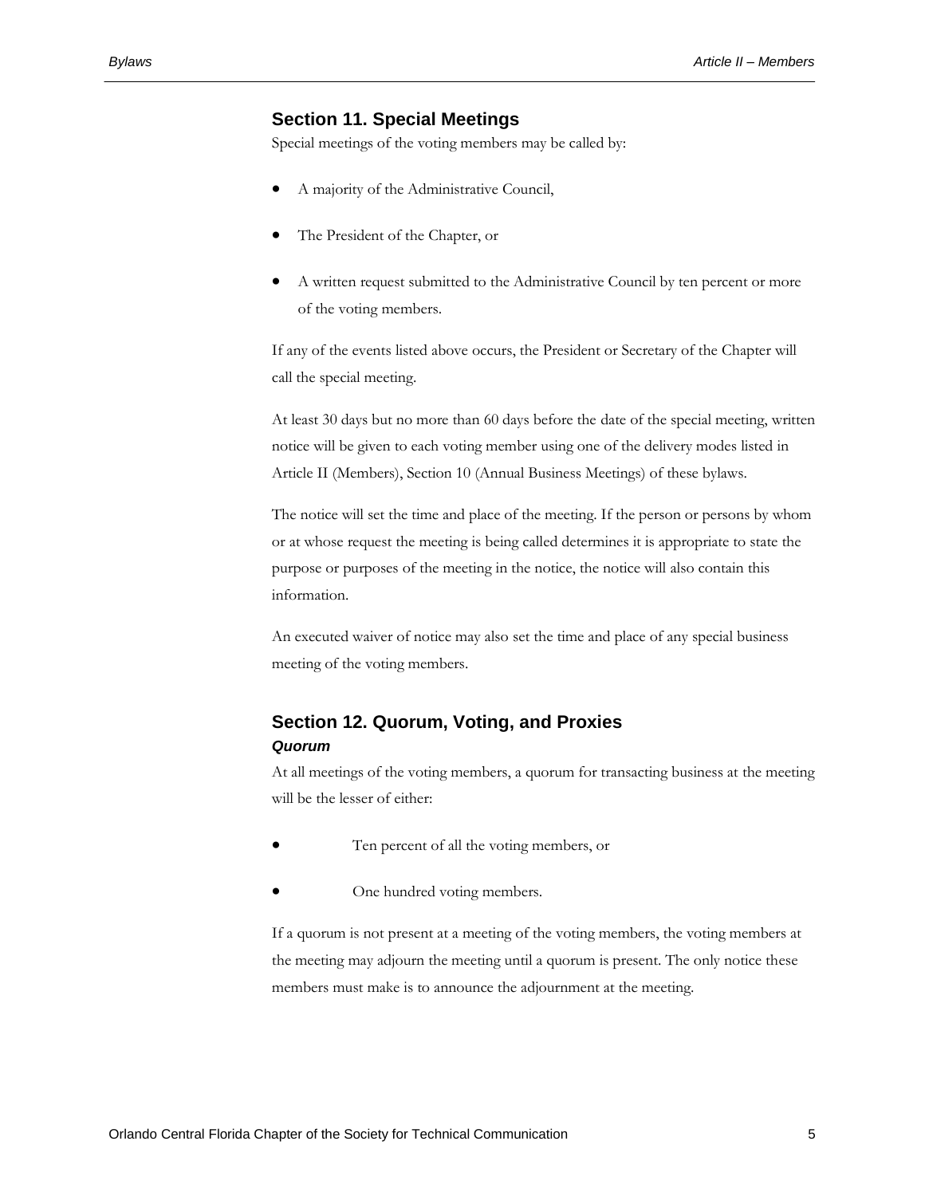## Section 11. Special Meetings

Special meetings of the voting members may be called by:

- A majority of the Administrative Council,
- The President of the Chapter, or
- A written request submitted to the Administrative Council by ten percent or more of the voting members.

If any of the events listed above occurs, the President or Secretary of the Chapter will call the special meeting.

At least 30 days but no more than 60 days before the date of the special meeting, written notice will be given to each voting member using one of the delivery modes listed in Article II (Members), Section 10 (Annual Business Meetings) of these bylaws.

The notice will set the time and place of the meeting. If the person or persons by whom or at whose request the meeting is being called determines it is appropriate to state the purpose or purposes of the meeting in the notice, the notice will also contain this information.

An executed waiver of notice may also set the time and place of any special business meeting of the voting members.

## Section 12. Quorum, Voting, and Proxies

### *Quorum*

At all meetings of the voting members, a quorum for transacting business at the meeting will be the lesser of either:

- Ten percent of all the voting members, or
- One hundred voting members.

If a quorum is not present at a meeting of the voting members, the voting members at the meeting may adjourn the meeting until a quorum is present. The only notice these members must make is to announce the adjournment at the meeting.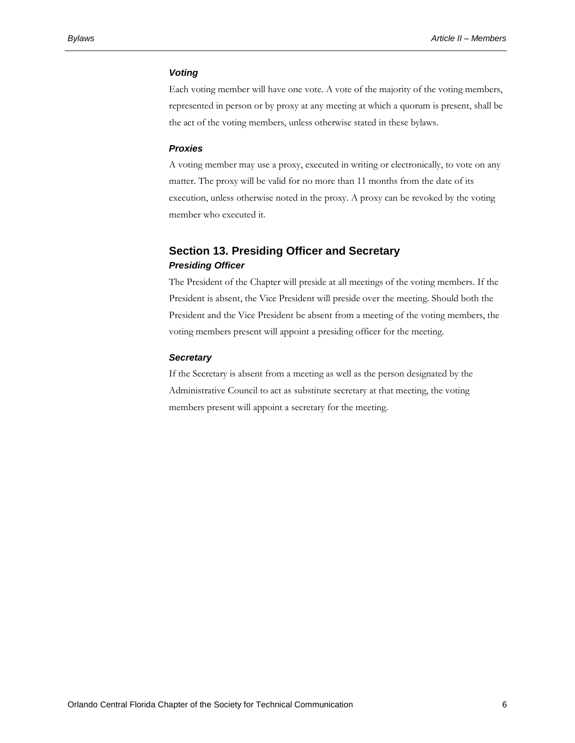### *Voting*

Each voting member will have one vote. A vote of the majority of the voting members, represented in person or by proxy at any meeting at which a quorum is present, shall be the act of the voting members, unless otherwise stated in these bylaws.

### *Proxies*

A voting member may use a proxy, executed in writing or electronically, to vote on any matter. The proxy will be valid for no more than 11 months from the date of its execution, unless otherwise noted in the proxy. A proxy can be revoked by the voting member who executed it.

## Section 13. Presiding Officer and Secretary

### *Presiding Officer*

The President of the Chapter will preside at all meetings of the voting members. If the President is absent, the Vice President will preside over the meeting. Should both the President and the Vice President be absent from a meeting of the voting members, the voting members present will appoint a presiding officer for the meeting.

### *Secretary*

If the Secretary is absent from a meeting as well as the person designated by the Administrative Council to act as substitute secretary at that meeting, the voting members present will appoint a secretary for the meeting.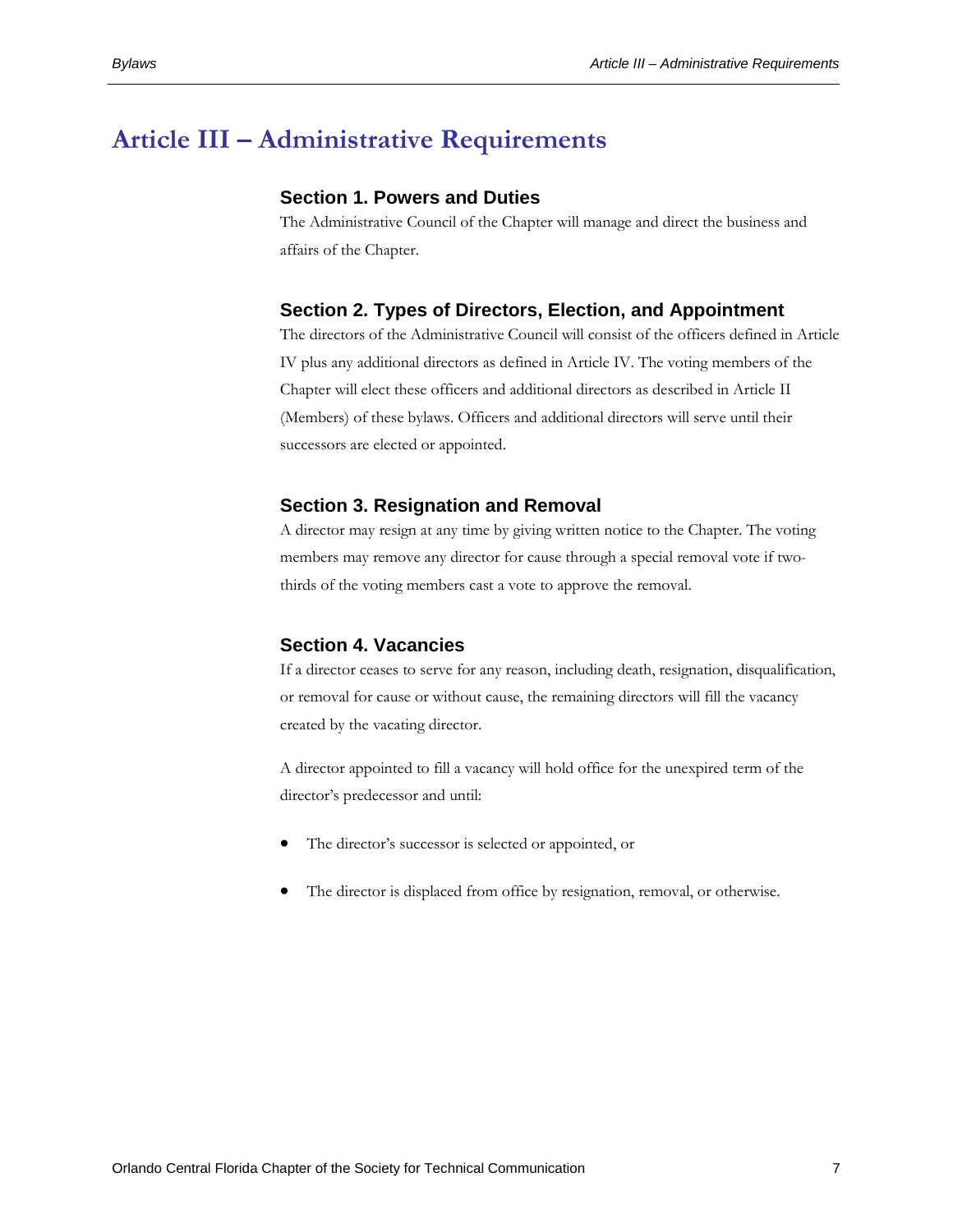# Article III – Administrative Requirements

## Section 1. Powers and Duties

The Administrative Council of the Chapter will manage and direct the business and affairs of the Chapter.

## Section 2. Types of Directors, Election, and Appointment

The directors of the Administrative Council will consist of the officers defined in Article IV plus any additional directors as defined in Article IV. The voting members of the Chapter will elect these officers and additional directors as described in Article II (Members) of these bylaws. Officers and additional directors will serve until their successors are elected or appointed.

## Section 3. Resignation and Removal

A director may resign at any time by giving written notice to the Chapter. The voting members may remove any director for cause through a special removal vote if two-thirds of the voting members cast a vote to approve the removal.

## Section 4. Vacancies

If a director ceases to serve for any reason, including death, resignation, disqualification, or removal for cause or without cause, the remaining directors will fill the vacancy created by the vacating director.

A director appointed to fill a vacancy will hold office for the unexpired term of the director's predecessor and until:

- The director's successor is selected or appointed, or
- The director is displaced from office by resignation, removal, or otherwise.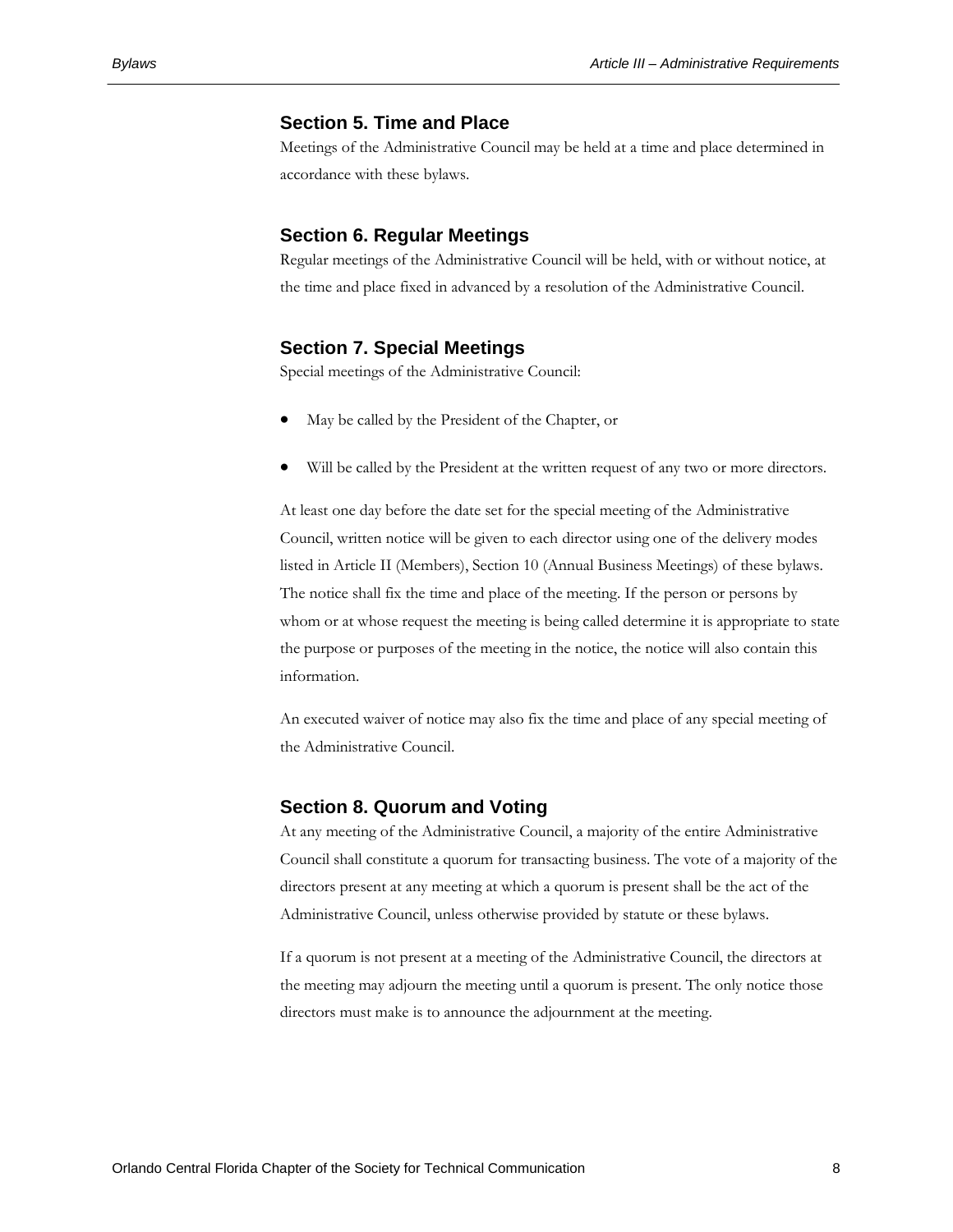## Section 5. Time and Place

Meetings of the Administrative Council may be held at a time and place determined in accordance with these bylaws.

## Section 6. Regular Meetings

Regular meetings of the Administrative Council will be held, with or without notice, at the time and place fixed in advanced by a resolution of the Administrative Council.

## Section 7. Special Meetings

Special meetings of the Administrative Council:

- May be called by the President of the Chapter, or
- Will be called by the President at the written request of any two or more directors.

At least one day before the date set for the special meeting of the Administrative Council, written notice will be given to each director using one of the delivery modes listed in Article II (Members), Section 10 (Annual Business Meetings) of these bylaws. The notice shall fix the time and place of the meeting. If the person or persons by whom or at whose request the meeting is being called determine it is appropriate to state the purpose or purposes of the meeting in the notice, the notice will also contain this information.

An executed waiver of notice may also fix the time and place of any special meeting of the Administrative Council.

## Section 8. Quorum and Voting

At any meeting of the Administrative Council, a majority of the entire Administrative Council shall constitute a quorum for transacting business. The vote of a majority of the directors present at any meeting at which a quorum is present shall be the act of the Administrative Council, unless otherwise provided by statute or these bylaws.

If a quorum is not present at a meeting of the Administrative Council, the directors at the meeting may adjourn the meeting until a quorum is present. The only notice those directors must make is to announce the adjournment at the meeting.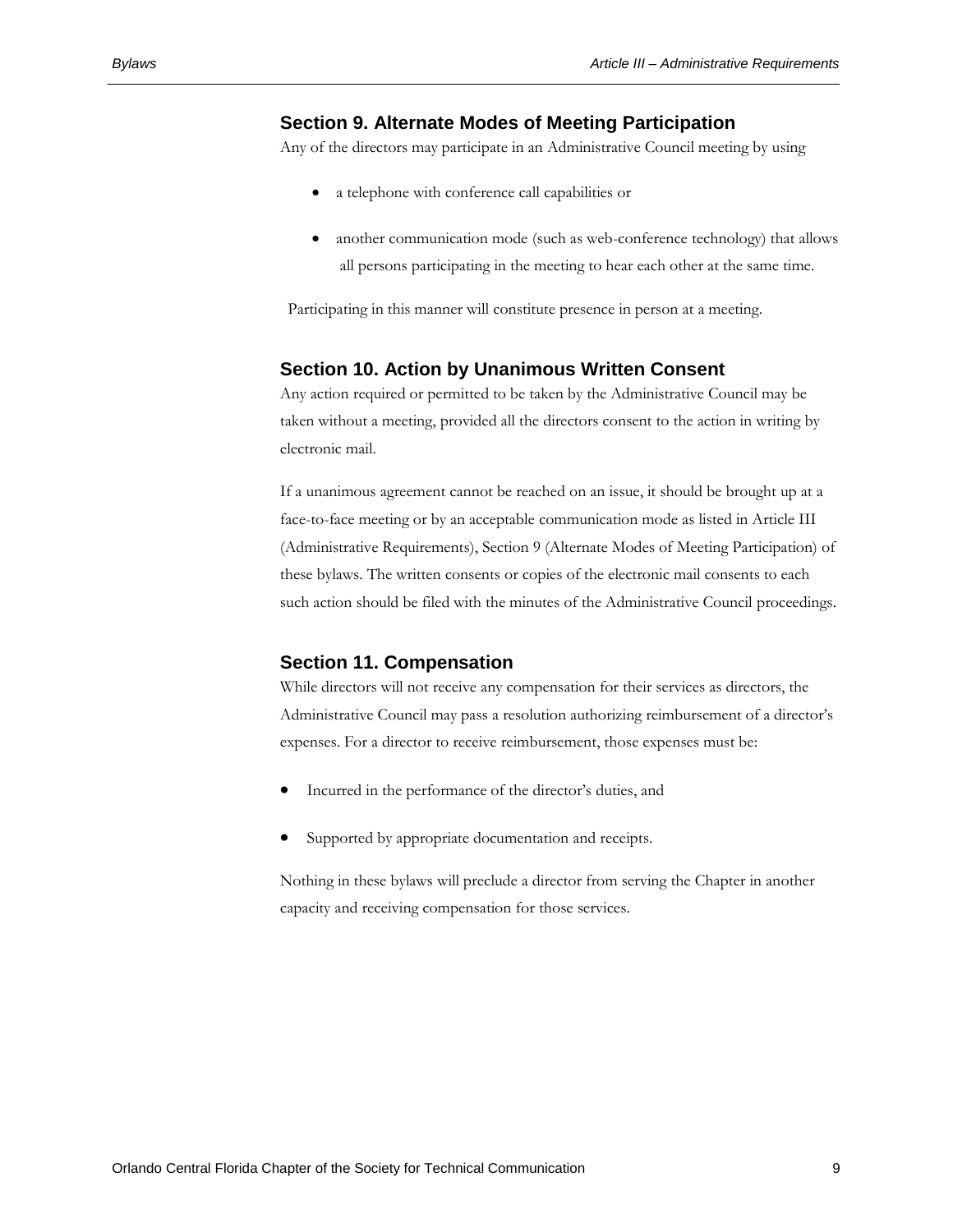## Section 9. Alternate Modes of Meeting Participation

Any of the directors may participate in an Administrative Council meeting by using

- a telephone with conference call capabilities or
- another communication mode (such as web-conference technology) that allows all persons participating in the meeting to hear each other at the same time.

Participating in this manner will constitute presence in person at a meeting.

## Section 10. Action by Unanimous Written Consent

Any action required or permitted to be taken by the Administrative Council may be taken without a meeting, provided all the directors consent to the action in writing by electronic mail.

If a unanimous agreement cannot be reached on an issue, it should be brought up at a face-to-face meeting or by an acceptable communication mode as listed in Article III (Administrative Requirements), Section 9 (Alternate Modes of Meeting Participation) of these bylaws. The written consents or copies of the electronic mail consents to each such action should be filed with the minutes of the Administrative Council proceedings.

## Section 11. Compensation

While directors will not receive any compensation for their services as directors, the Administrative Council may pass a resolution authorizing reimbursement of a director's expenses. For a director to receive reimbursement, those expenses must be:

- Incurred in the performance of the director's duties, and
- Supported by appropriate documentation and receipts.

Nothing in these bylaws will preclude a director from serving the Chapter in another capacity and receiving compensation for those services.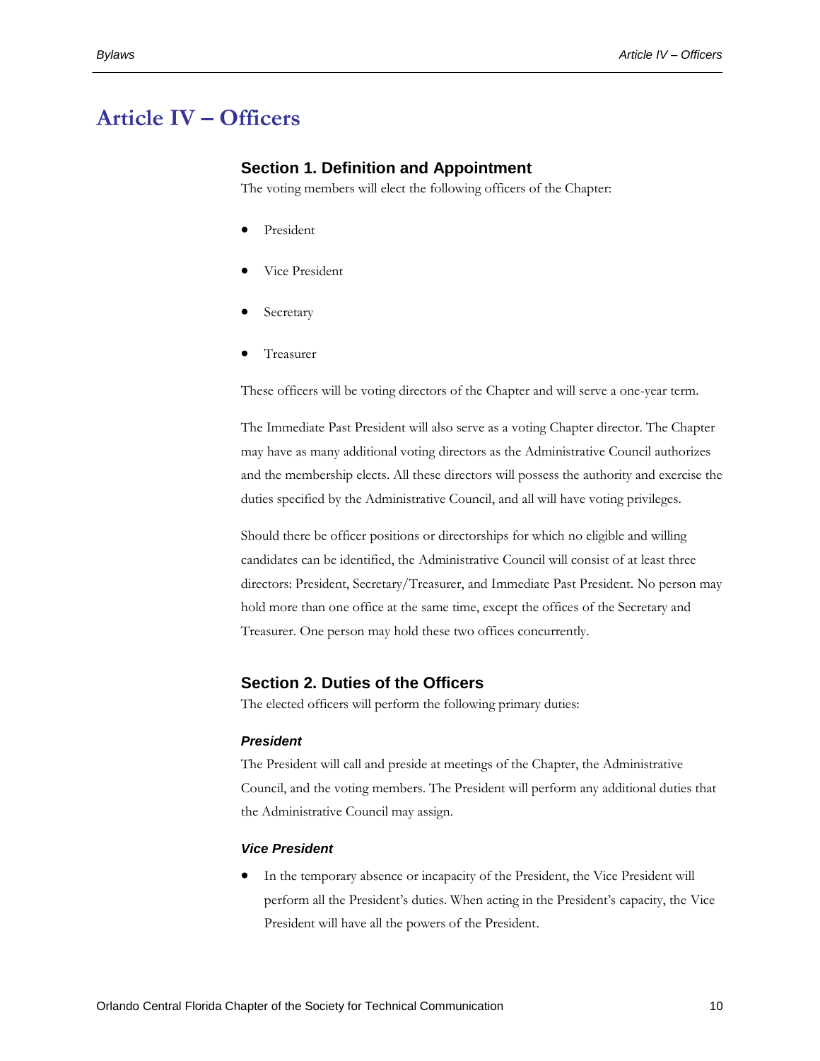# Article IV – Officers

## Section 1. Definition and Appointment

The voting members will elect the following officers of the Chapter:

- President
- Vice President
- Secretary
- Treasurer

These officers will be voting directors of the Chapter and will serve a one-year term.

The Immediate Past President will also serve as a voting Chapter director. The Chapter may have as many additional voting directors as the Administrative Council authorizes and the membership elects. All these directors will possess the authority and exercise the duties specified by the Administrative Council, and all will have voting privileges.

Should there be officer positions or directorships for which no eligible and willing candidates can be identified, the Administrative Council will consist of at least three directors: President, Secretary/Treasurer, and Immediate Past President. No person may hold more than one office at the same time, except the offices of the Secretary and Treasurer. One person may hold these two offices concurrently.

## Section 2. Duties of the Officers

The elected officers will perform the following primary duties:

### *President*

The President will call and preside at meetings of the Chapter, the Administrative Council, and the voting members. The President will perform any additional duties that the Administrative Council may assign.

### *Vice President*

- In the temporary absence or incapacity of the President, the Vice President will perform all the President's duties. When acting in the President's capacity, the Vice President will have all the powers of the President.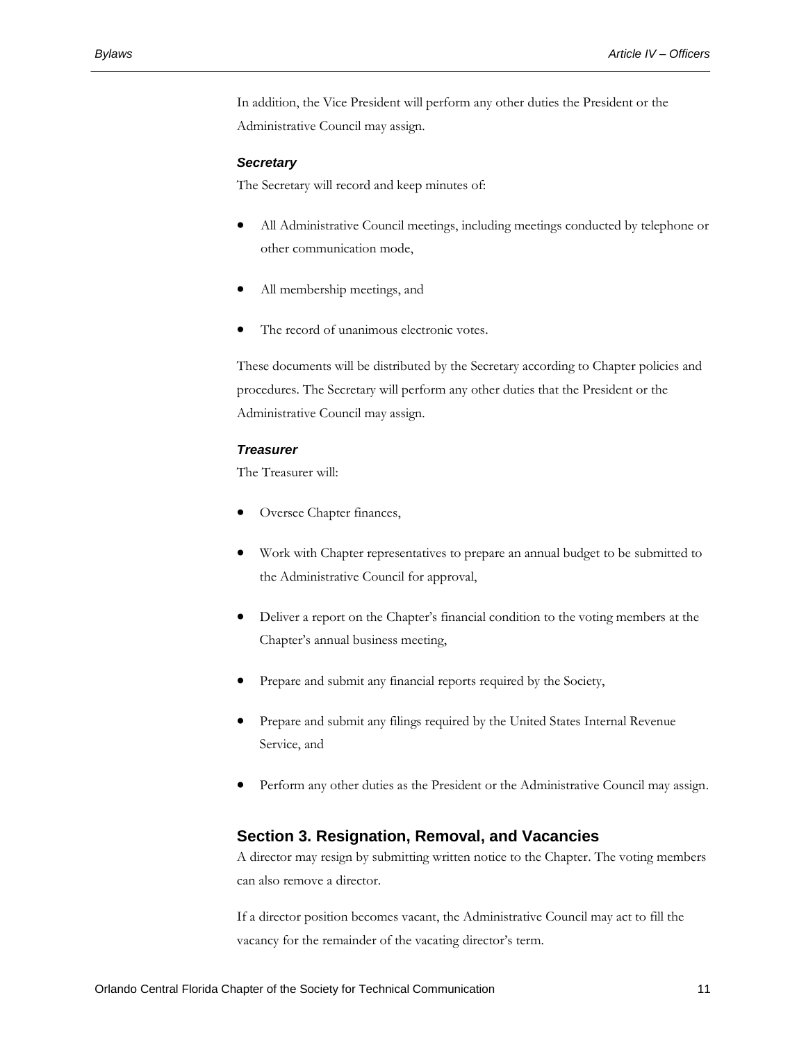In addition, the Vice President will perform any other duties the President or the Administrative Council may assign.

### *Secretary*

The Secretary will record and keep minutes of:

- All Administrative Council meetings, including meetings conducted by telephone or other communication mode,
- All membership meetings, and
- The record of unanimous electronic votes.

These documents will be distributed by the Secretary according to Chapter policies and procedures. The Secretary will perform any other duties that the President or the Administrative Council may assign.

### *Treasurer*

The Treasurer will:

- Oversee Chapter finances,
- Work with Chapter representatives to prepare an annual budget to be submitted to the Administrative Council for approval,
- Deliver a report on the Chapter's financial condition to the voting members at the Chapter's annual business meeting,
- Prepare and submit any financial reports required by the Society,
- Prepare and submit any filings required by the United States Internal Revenue Service, and
- Perform any other duties as the President or the Administrative Council may assign.

## Section 3. Resignation, Removal, and Vacancies

A director may resign by submitting written notice to the Chapter. The voting members can also remove a director.

If a director position becomes vacant, the Administrative Council may act to fill the vacancy for the remainder of the vacating director's term.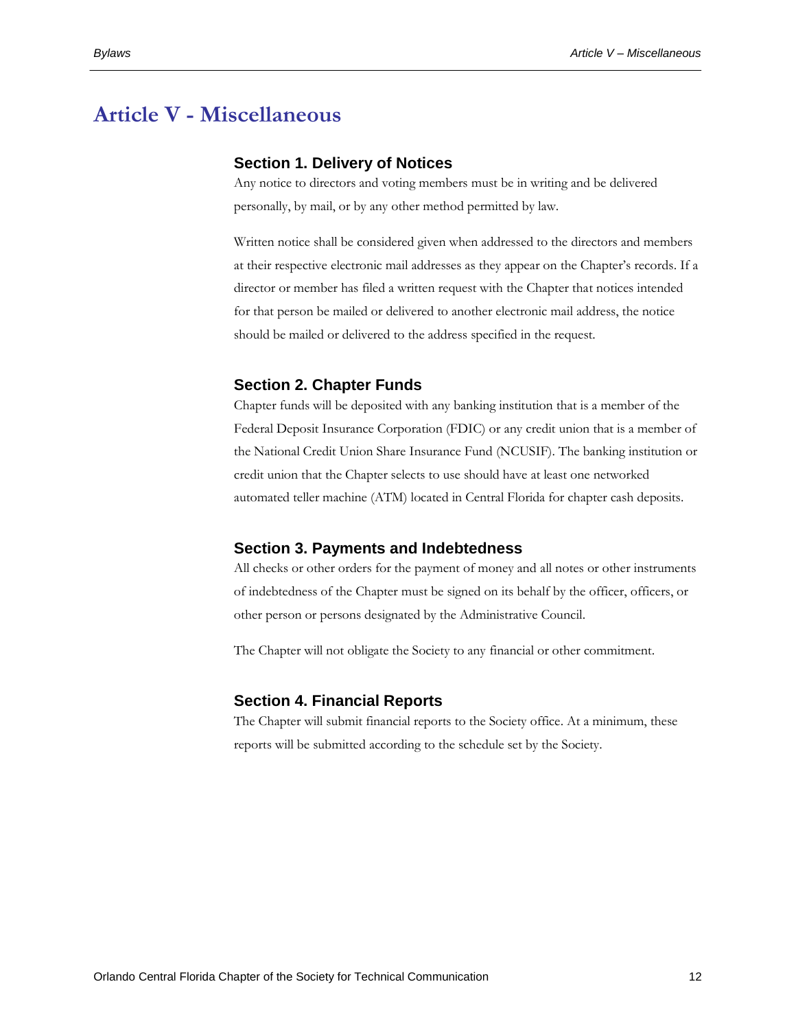# Article V - Miscellaneous

## Section 1. Delivery of Notices

Any notice to directors and voting members must be in writing and be delivered personally, by mail, or by any other method permitted by law.

Written notice shall be considered given when addressed to the directors and members at their respective electronic mail addresses as they appear on the Chapter's records. If a director or member has filed a written request with the Chapter that notices intended for that person be mailed or delivered to another electronic mail address, the notice should be mailed or delivered to the address specified in the request.

## Section 2. Chapter Funds

Chapter funds will be deposited with any banking institution that is a member of the Federal Deposit Insurance Corporation (FDIC) or any credit union that is a member of the National Credit Union Share Insurance Fund (NCUSIF). The banking institution or credit union that the Chapter selects to use should have at least one networked automated teller machine (ATM) located in Central Florida for chapter cash deposits.

## Section 3. Payments and Indebtedness

All checks or other orders for the payment of money and all notes or other instruments of indebtedness of the Chapter must be signed on its behalf by the officer, officers, or other person or persons designated by the Administrative Council.

The Chapter will not obligate the Society to any financial or other commitment.

## Section 4. Financial Reports

The Chapter will submit financial reports to the Society office. At a minimum, these reports will be submitted according to the schedule set by the Society.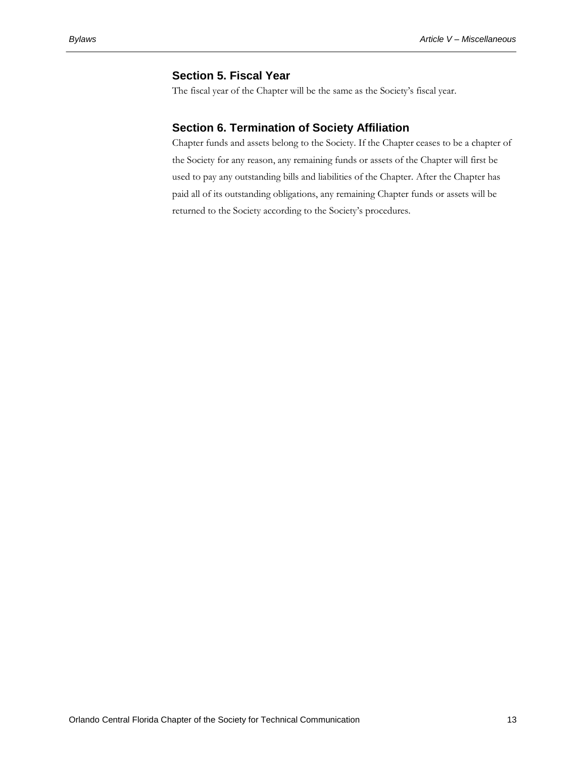## Section 5. Fiscal Year

The fiscal year of the Chapter will be the same as the Society's fiscal year.

## Section 6. Termination of Society Affiliation

Chapter funds and assets belong to the Society. If the Chapter ceases to be a chapter of the Society for any reason, any remaining funds or assets of the Chapter will first be used to pay any outstanding bills and liabilities of the Chapter. After the Chapter has paid all of its outstanding obligations, any remaining Chapter funds or assets will be returned to the Society according to the Society's procedures.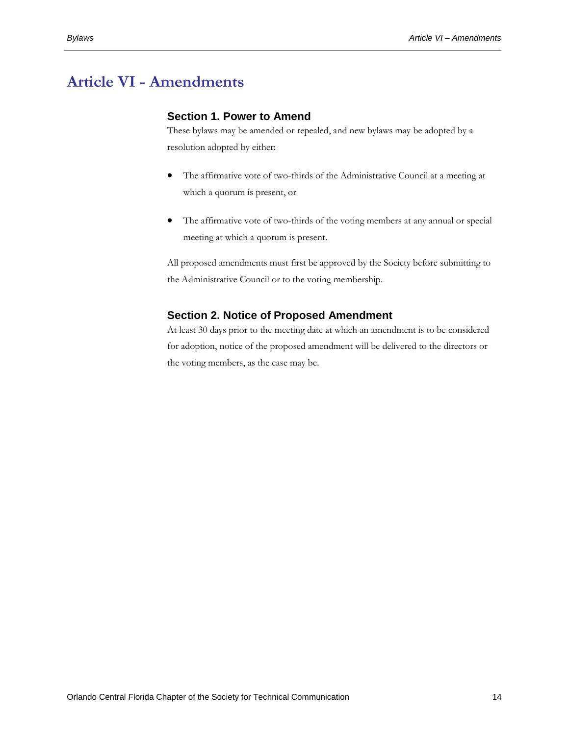# Article VI - Amendments

### Section 1. Power to Amend

These bylaws may be amended or repealed, and new bylaws may be adopted by a resolution adopted by either:

- The affirmative vote of two-thirds of the Administrative Council at a meeting at which a quorum is present, or
- The affirmative vote of two-thirds of the voting members at any annual or special meeting at which a quorum is present.

All proposed amendments must first be approved by the Society before submitting to the Administrative Council or to the voting membership.

### Section 2. Notice of Proposed Amendment

At least 30 days prior to the meeting date at which an amendment is to be considered for adoption, notice of the proposed amendment will be delivered to the directors or the voting members, as the case may be.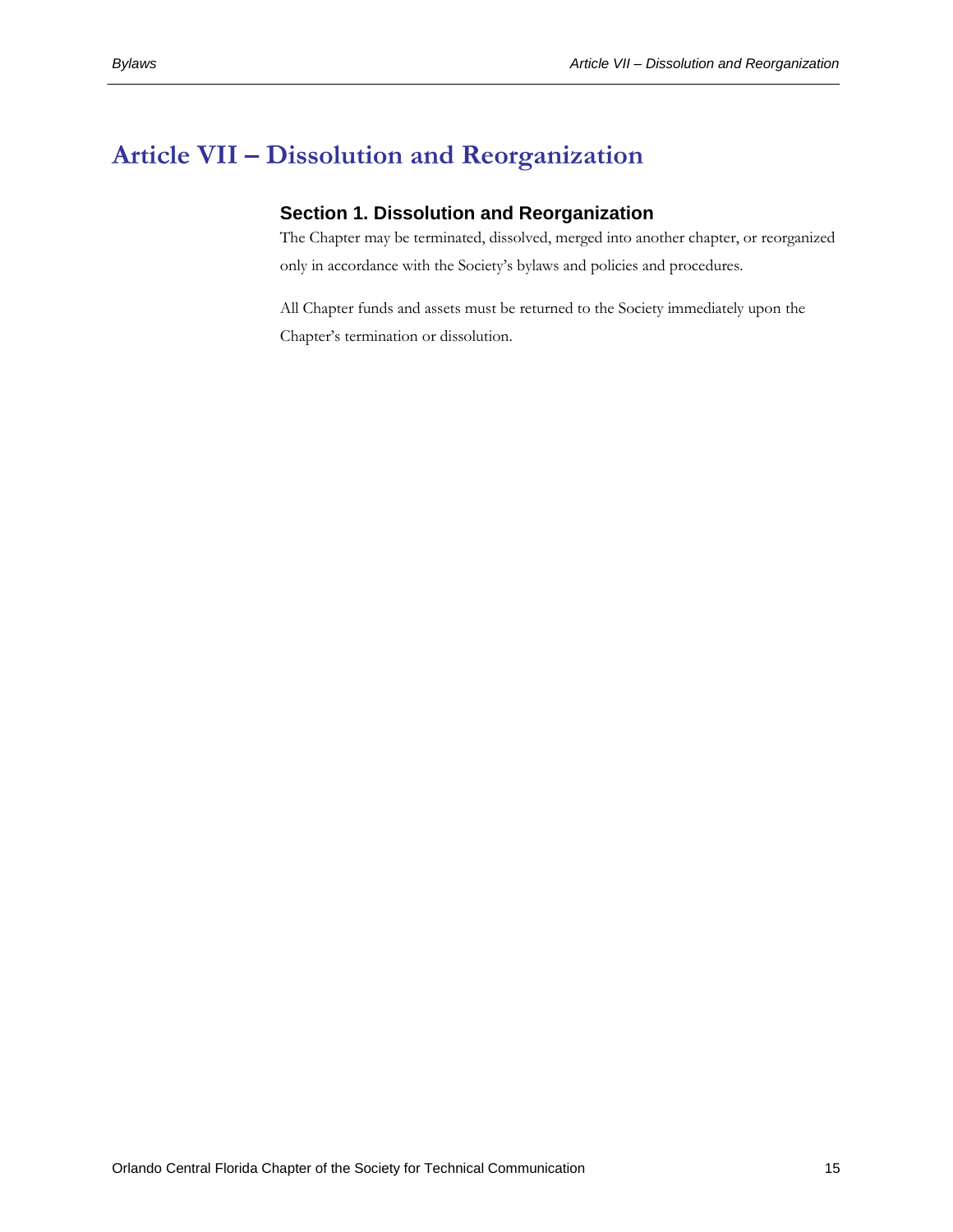# Article VII – Dissolution and Reorganization

### Section 1. Dissolution and Reorganization

The Chapter may be terminated, dissolved, merged into another chapter, or reorganized only in accordance with the Society's bylaws and policies and procedures.

All Chapter funds and assets must be returned to the Society immediately upon the Chapter's termination or dissolution.